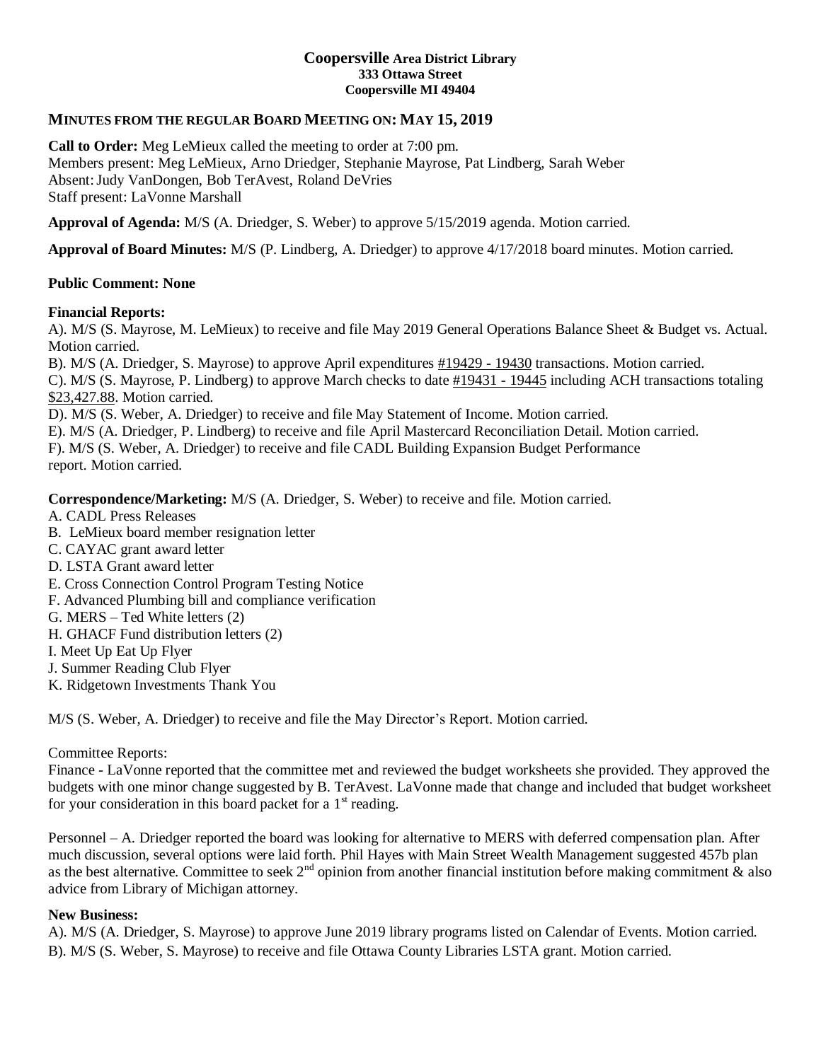**Coopersville Area District Library**
**333 Ottawa Street**
**Coopersville MI 49404**

## MINUTES FROM THE REGULAR BOARD MEETING ON: MAY 15, 2019

**Call to Order:** Meg LeMieux called the meeting to order at 7:00 pm.
Members present: Meg LeMieux, Arno Driedger, Stephanie Mayrose, Pat Lindberg, Sarah Weber
Absent: Judy VanDongen, Bob TerAvest, Roland DeVries
Staff present: LaVonne Marshall

**Approval of Agenda:** M/S (A. Driedger, S. Weber) to approve 5/15/2019 agenda. Motion carried.

**Approval of Board Minutes:** M/S (P. Lindberg, A. Driedger) to approve 4/17/2018 board minutes. Motion carried.

**Public Comment: None**

**Financial Reports:**
A). M/S (S. Mayrose, M. LeMieux) to receive and file May 2019 General Operations Balance Sheet & Budget vs. Actual. Motion carried.
B). M/S (A. Driedger, S. Mayrose) to approve April expenditures #19429 - 19430 transactions. Motion carried.
C). M/S (S. Mayrose, P. Lindberg) to approve March checks to date #19431 - 19445 including ACH transactions totaling $23,427.88. Motion carried.
D). M/S (S. Weber, A. Driedger) to receive and file May Statement of Income. Motion carried.
E). M/S (A. Driedger, P. Lindberg) to receive and file April Mastercard Reconciliation Detail. Motion carried.
F). M/S (S. Weber, A. Driedger) to receive and file CADL Building Expansion Budget Performance report. Motion carried.

**Correspondence/Marketing:** M/S (A. Driedger, S. Weber) to receive and file. Motion carried.
A. CADL Press Releases
B. LeMieux board member resignation letter
C. CAYAC grant award letter
D. LSTA Grant award letter
E. Cross Connection Control Program Testing Notice
F. Advanced Plumbing bill and compliance verification
G. MERS – Ted White letters (2)
H. GHACF Fund distribution letters (2)
I. Meet Up Eat Up Flyer
J. Summer Reading Club Flyer
K. Ridgetown Investments Thank You

M/S (S. Weber, A. Driedger) to receive and file the May Director's Report. Motion carried.

Committee Reports:
Finance - LaVonne reported that the committee met and reviewed the budget worksheets she provided. They approved the budgets with one minor change suggested by B. TerAvest. LaVonne made that change and included that budget worksheet for your consideration in this board packet for a 1st reading.

Personnel – A. Driedger reported the board was looking for alternative to MERS with deferred compensation plan. After much discussion, several options were laid forth. Phil Hayes with Main Street Wealth Management suggested 457b plan as the best alternative. Committee to seek 2nd opinion from another financial institution before making commitment & also advice from Library of Michigan attorney.

**New Business:**
A). M/S (A. Driedger, S. Mayrose) to approve June 2019 library programs listed on Calendar of Events. Motion carried.
B). M/S (S. Weber, S. Mayrose) to receive and file Ottawa County Libraries LSTA grant. Motion carried.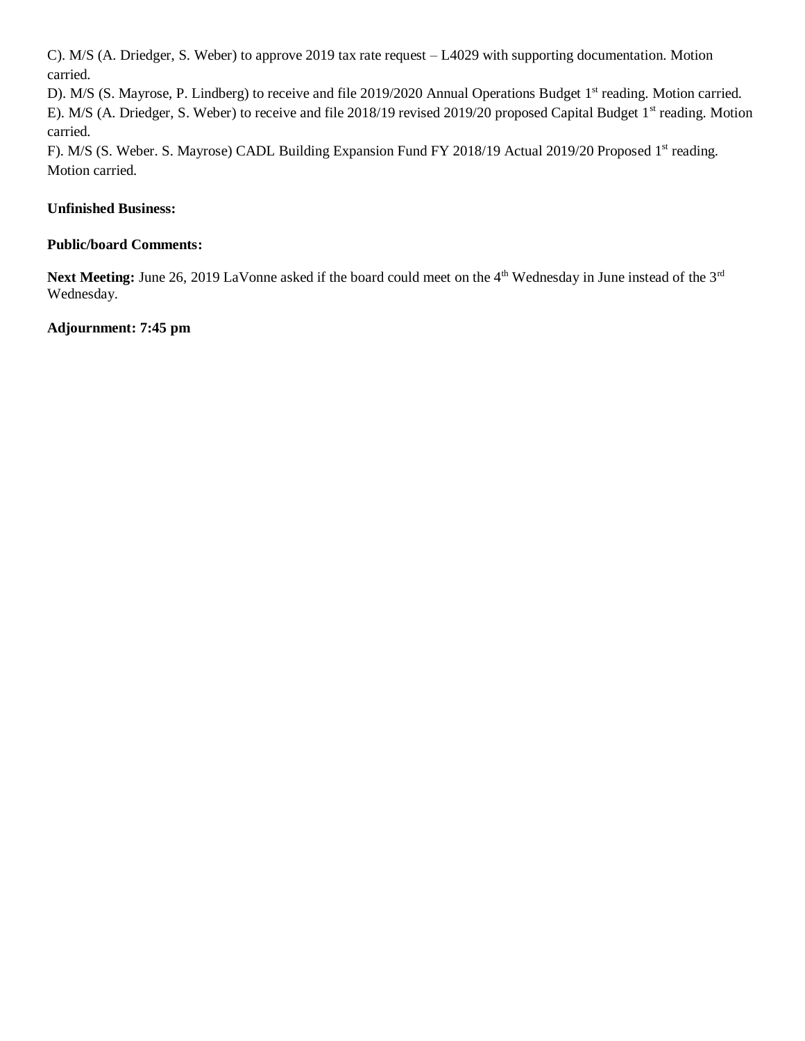C). M/S (A. Driedger, S. Weber) to approve 2019 tax rate request – L4029 with supporting documentation. Motion carried.

D). M/S (S. Mayrose, P. Lindberg) to receive and file 2019/2020 Annual Operations Budget 1st reading. Motion carried.

E). M/S (A. Driedger, S. Weber) to receive and file 2018/19 revised 2019/20 proposed Capital Budget 1st reading. Motion carried.

F). M/S (S. Weber. S. Mayrose) CADL Building Expansion Fund FY 2018/19 Actual 2019/20 Proposed 1st reading. Motion carried.

**Unfinished Business:**

**Public/board Comments:**

**Next Meeting:** June 26, 2019 LaVonne asked if the board could meet on the 4th Wednesday in June instead of the 3rd Wednesday.

**Adjournment: 7:45 pm**